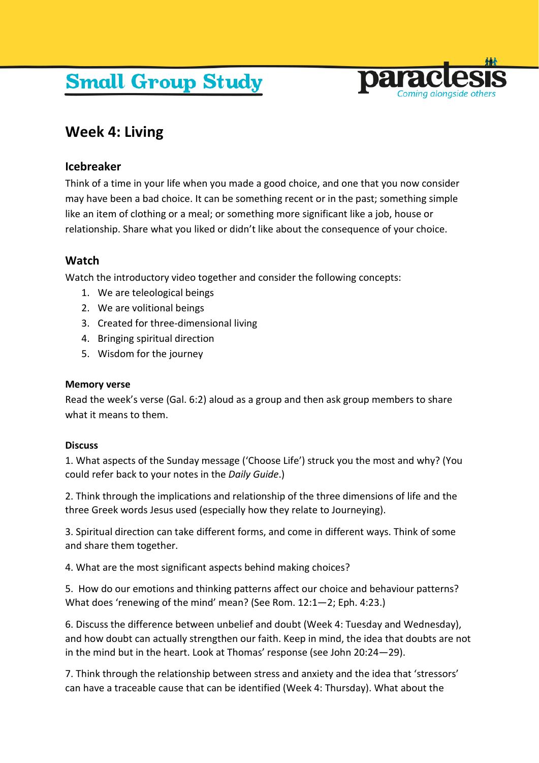# Small Group Study

paraclesis
Coming alongside others

## Week 4: Living

### Icebreaker

Think of a time in your life when you made a good choice, and one that you now consider may have been a bad choice. It can be something recent or in the past; something simple like an item of clothing or a meal; or something more significant like a job, house or relationship. Share what you liked or didn't like about the consequence of your choice.

### Watch

Watch the introductory video together and consider the following concepts:

1. We are teleological beings
2. We are volitional beings
3. Created for three-dimensional living
4. Bringing spiritual direction
5. Wisdom for the journey

**Memory verse**

Read the week's verse (Gal. 6:2) aloud as a group and then ask group members to share what it means to them.

**Discuss**

1. What aspects of the Sunday message ('Choose Life') struck you the most and why? (You could refer back to your notes in the *Daily Guide*.)

2. Think through the implications and relationship of the three dimensions of life and the three Greek words Jesus used (especially how they relate to Journeying).

3. Spiritual direction can take different forms, and come in different ways. Think of some and share them together.

4. What are the most significant aspects behind making choices?

5. How do our emotions and thinking patterns affect our choice and behaviour patterns? What does 'renewing of the mind' mean? (See Rom. 12:1—2; Eph. 4:23.)

6. Discuss the difference between unbelief and doubt (Week 4: Tuesday and Wednesday), and how doubt can actually strengthen our faith. Keep in mind, the idea that doubts are not in the mind but in the heart. Look at Thomas' response (see John 20:24—29).

7. Think through the relationship between stress and anxiety and the idea that 'stressors' can have a traceable cause that can be identified (Week 4: Thursday). What about the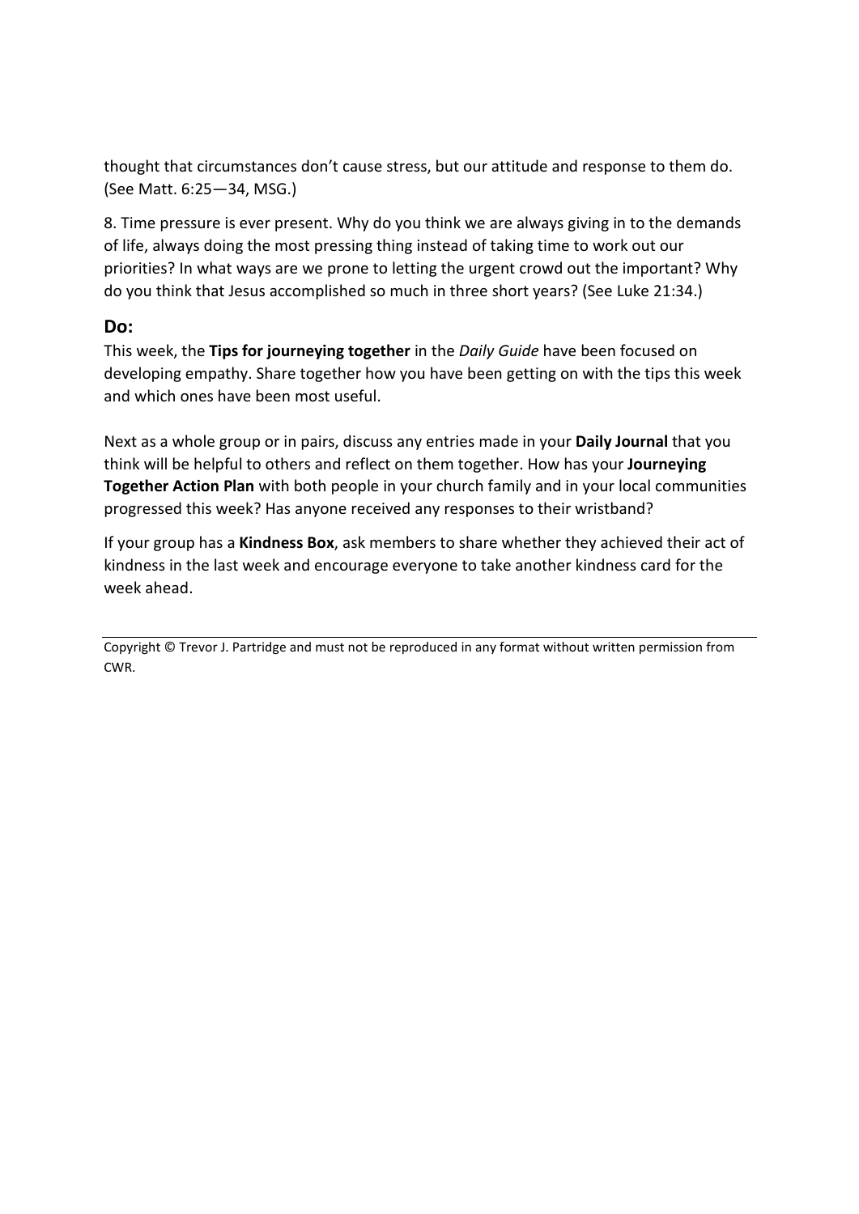thought that circumstances don't cause stress, but our attitude and response to them do. (See Matt. 6:25—34, MSG.)

8. Time pressure is ever present. Why do you think we are always giving in to the demands of life, always doing the most pressing thing instead of taking time to work out our priorities? In what ways are we prone to letting the urgent crowd out the important? Why do you think that Jesus accomplished so much in three short years? (See Luke 21:34.)

## Do:

This week, the **Tips for journeying together** in the *Daily Guide* have been focused on developing empathy. Share together how you have been getting on with the tips this week and which ones have been most useful.

Next as a whole group or in pairs, discuss any entries made in your **Daily Journal** that you think will be helpful to others and reflect on them together. How has your **Journeying Together Action Plan** with both people in your church family and in your local communities progressed this week? Has anyone received any responses to their wristband?

If your group has a **Kindness Box**, ask members to share whether they achieved their act of kindness in the last week and encourage everyone to take another kindness card for the week ahead.

---

Copyright © Trevor J. Partridge and must not be reproduced in any format without written permission from CWR.